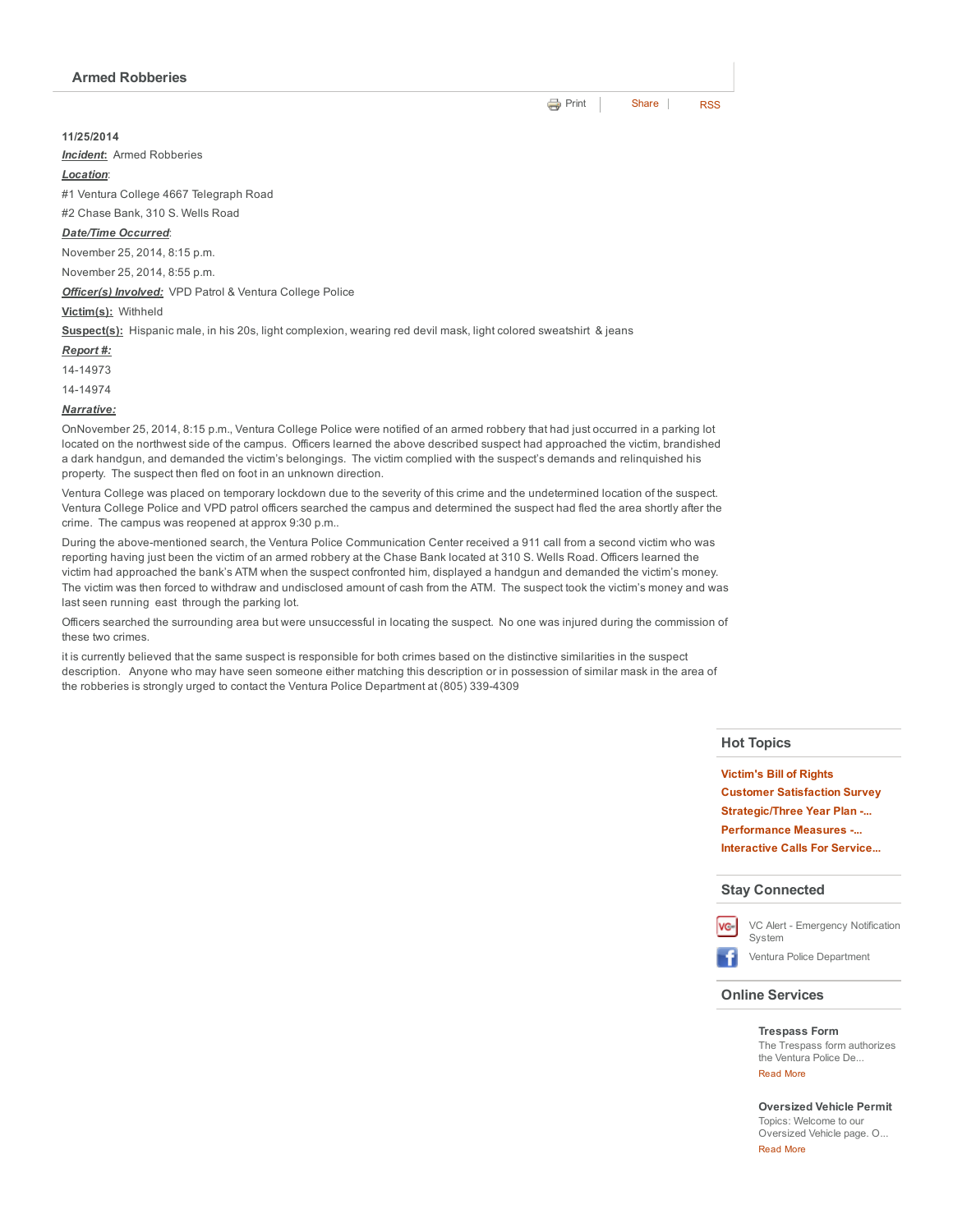## Armed Robberies

Print | Share | RSS

**11/25/2014**

***Incident:*** Armed Robberies

***Location***:

#1 Ventura College 4667 Telegraph Road

#2 Chase Bank, 310 S. Wells Road

***Date/Time Occurred***:

November 25, 2014, 8:15 p.m.

November 25, 2014, 8:55 p.m.

***Officer(s) Involved:*** VPD Patrol & Ventura College Police

**Victim(s):** Withheld

**Suspect(s):** Hispanic male, in his 20s, light complexion, wearing red devil mask, light colored sweatshirt & jeans

***Report #:***

14-14973

14-14974

***Narrative:***

OnNovember 25, 2014, 8:15 p.m., Ventura College Police were notified of an armed robbery that had just occurred in a parking lot located on the northwest side of the campus. Officers learned the above described suspect had approached the victim, brandished a dark handgun, and demanded the victim's belongings. The victim complied with the suspect's demands and relinquished his property. The suspect then fled on foot in an unknown direction.

Ventura College was placed on temporary lockdown due to the severity of this crime and the undetermined location of the suspect. Ventura College Police and VPD patrol officers searched the campus and determined the suspect had fled the area shortly after the crime. The campus was reopened at approx 9:30 p.m..

During the above-mentioned search, the Ventura Police Communication Center received a 911 call from a second victim who was reporting having just been the victim of an armed robbery at the Chase Bank located at 310 S. Wells Road. Officers learned the victim had approached the bank's ATM when the suspect confronted him, displayed a handgun and demanded the victim's money. The victim was then forced to withdraw and undisclosed amount of cash from the ATM. The suspect took the victim's money and was last seen running east through the parking lot.

Officers searched the surrounding area but were unsuccessful in locating the suspect. No one was injured during the commission of these two crimes.

it is currently believed that the same suspect is responsible for both crimes based on the distinctive similarities in the suspect description. Anyone who may have seen someone either matching this description or in possession of similar mask in the area of the robberies is strongly urged to contact the Ventura Police Department at (805) 339-4309

### Hot Topics

- **Victim's Bill of Rights**
- **Customer Satisfaction Survey**
- **Strategic/Three Year Plan -...**
- **Performance Measures -...**
- **Interactive Calls For Service...**

### Stay Connected

VC Alert - Emergency Notification System

Ventura Police Department

### Online Services

**Trespass Form**
The Trespass form authorizes the Ventura Police De...
Read More

**Oversized Vehicle Permit**
Topics: Welcome to our Oversized Vehicle page. O...
Read More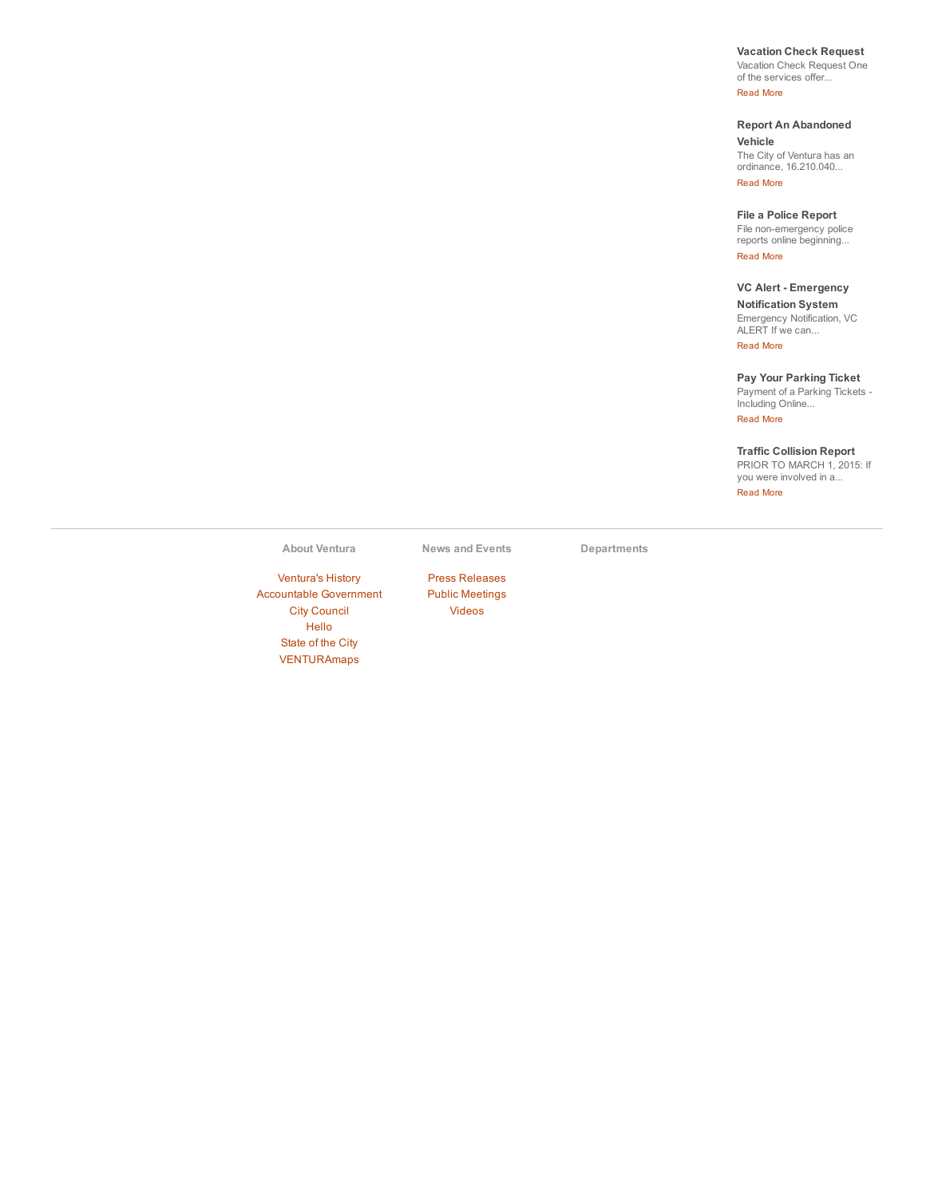**Vacation Check Request**

Vacation Check Request One of the services offer...

Read More

**Report An Abandoned Vehicle**

The City of Ventura has an ordinance, 16.210.040...

Read More

**File a Police Report**

File non-emergency police reports online beginning...

Read More

**VC Alert - Emergency Notification System**

Emergency Notification, VC ALERT If we can...

Read More

**Pay Your Parking Ticket**

Payment of a Parking Tickets - Including Online...

Read More

**Traffic Collision Report**

PRIOR TO MARCH 1, 2015: If you were involved in a...

Read More

---

**About Ventura**

- Ventura's History
- Accountable Government
- City Council
- Hello
- State of the City
- VENTURAmaps

**News and Events**

- Press Releases
- Public Meetings
- Videos

**Departments**